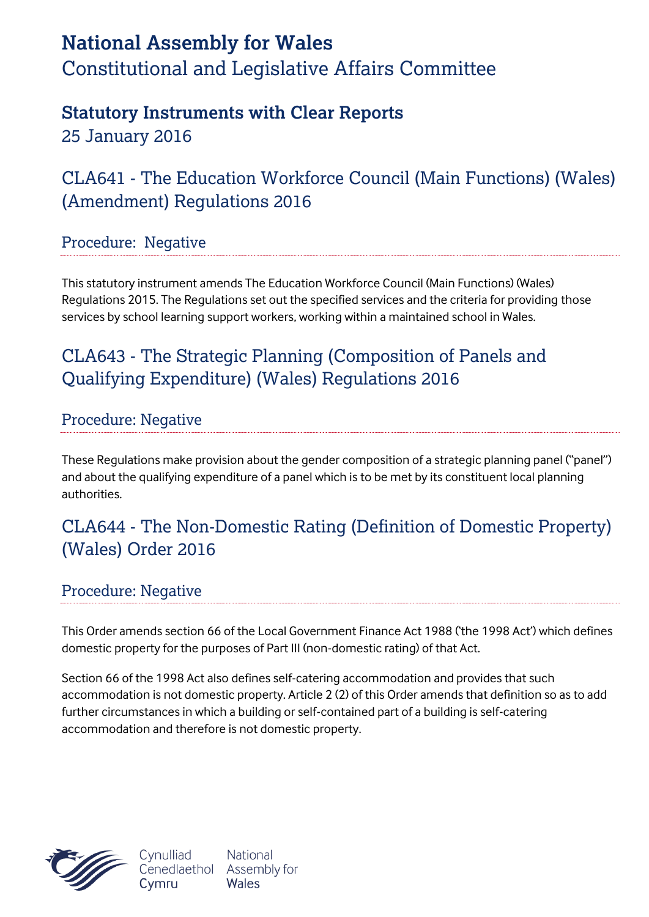# National Assembly for Wales

Constitutional and Legislative Affairs Committee

## Statutory Instruments with Clear Reports

25 January 2016

## CLA641 - The Education Workforce Council (Main Functions) (Wales) (Amendment) Regulations 2016

### Procedure: Negative

This statutory instrument amends The Education Workforce Council (Main Functions) (Wales) Regulations 2015. The Regulations set out the specified services and the criteria for providing those services by school learning support workers, working within a maintained school in Wales.

## CLA643 - The Strategic Planning (Composition of Panels and Qualifying Expenditure) (Wales) Regulations 2016

### Procedure: Negative

These Regulations make provision about the gender composition of a strategic planning panel ("panel") and about the qualifying expenditure of a panel which is to be met by its constituent local planning authorities.

## CLA644 - The Non-Domestic Rating (Definition of Domestic Property) (Wales) Order 2016

### Procedure: Negative

This Order amends section 66 of the Local Government Finance Act 1988 ('the 1998 Act') which defines domestic property for the purposes of Part III (non-domestic rating) of that Act.

Section 66 of the 1998 Act also defines self-catering accommodation and provides that such accommodation is not domestic property. Article 2 (2) of this Order amends that definition so as to add further circumstances in which a building or self-contained part of a building is self-catering accommodation and therefore is not domestic property.

Cynulliad Cenedlaethol Cymru | National Assembly for Wales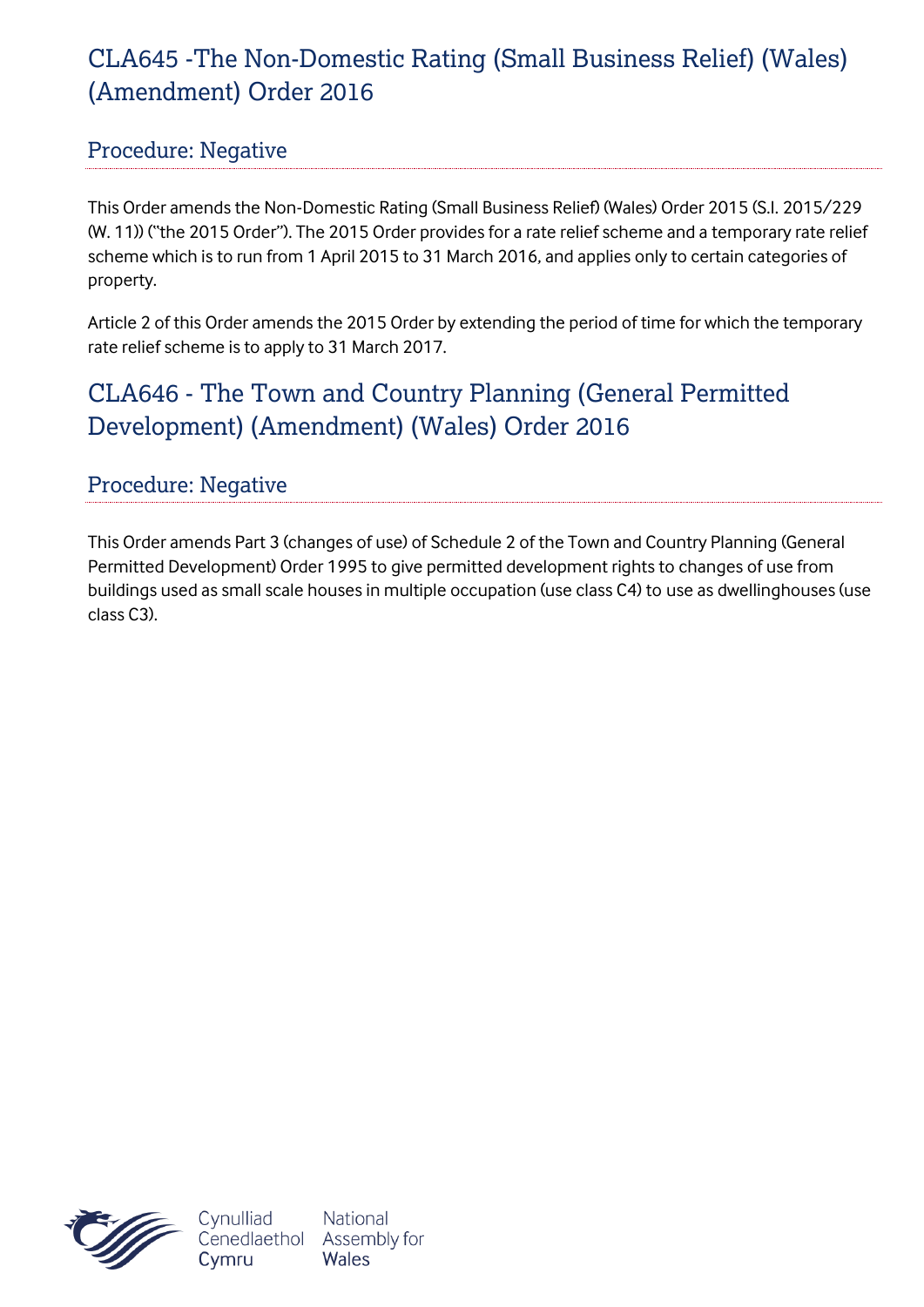## CLA645 -The Non-Domestic Rating (Small Business Relief) (Wales) (Amendment) Order 2016

### Procedure: Negative

This Order amends the Non-Domestic Rating (Small Business Relief) (Wales) Order 2015 (S.I. 2015/229 (W. 11)) ("the 2015 Order"). The 2015 Order provides for a rate relief scheme and a temporary rate relief scheme which is to run from 1 April 2015 to 31 March 2016, and applies only to certain categories of property.

Article 2 of this Order amends the 2015 Order by extending the period of time for which the temporary rate relief scheme is to apply to 31 March 2017.

## CLA646 - The Town and Country Planning (General Permitted Development) (Amendment) (Wales) Order 2016

### Procedure: Negative

This Order amends Part 3 (changes of use) of Schedule 2 of the Town and Country Planning (General Permitted Development) Order 1995 to give permitted development rights to changes of use from buildings used as small scale houses in multiple occupation (use class C4) to use as dwellinghouses (use class C3).